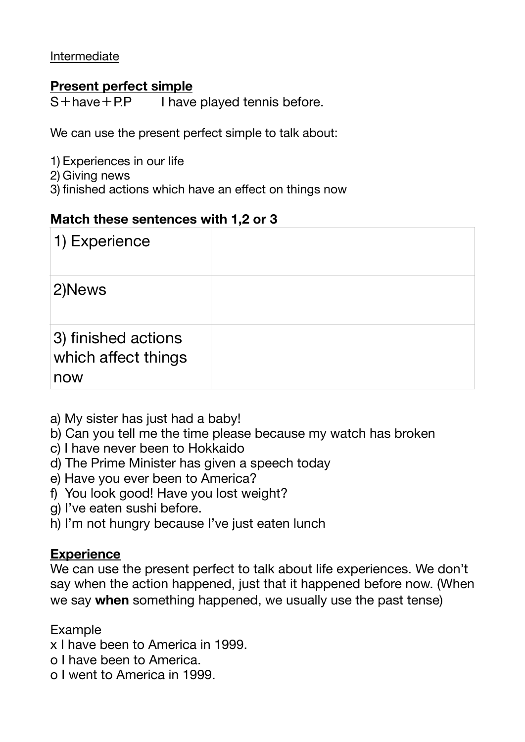Intermediate

## Present perfect simple

S＋have＋P.P　　I have played tennis before.

We can use the present perfect simple to talk about:

1) Experiences in our life
2) Giving news
3) finished actions which have an effect on things now

### Match these sentences with 1,2 or 3

| 1) Experience | |
|---|---|
| 2)News | |
| 3) finished actions which affect things now | |

a) My sister has just had a baby!
b) Can you tell me the time please because my watch has broken
c) I have never been to Hokkaido
d) The Prime Minister has given a speech today
e) Have you ever been to America?
f) You look good! Have you lost weight?
g) I’ve eaten sushi before.
h) I’m not hungry because I’ve just eaten lunch

## Experience

We can use the present perfect to talk about life experiences. We don’t say when the action happened, just that it happened before now. (When we say **when** something happened, we usually use the past tense)

Example

x I have been to America in 1999.
o I have been to America.
o I went to America in 1999.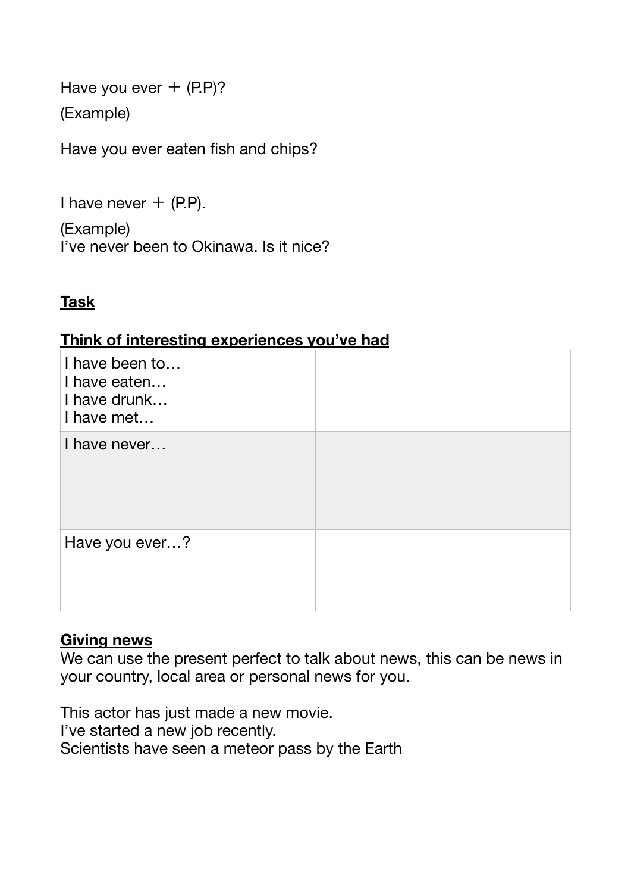Have you ever ＋ (P.P)?

(Example)

Have you ever eaten fish and chips?

I have never ＋ (P.P).

(Example)
I've never been to Okinawa. Is it nice?

**<u>Task</u>**

**<u>Think of interesting experiences you've had</u>**

| | |
|---|---|
| I have been to…<br>I have eaten…<br>I have drunk…<br>I have met… | |
| I have never… | |
| Have you ever…? | |

**<u>Giving news</u>**

We can use the present perfect to talk about news, this can be news in your country, local area or personal news for you.

This actor has just made a new movie.
I've started a new job recently.
Scientists have seen a meteor pass by the Earth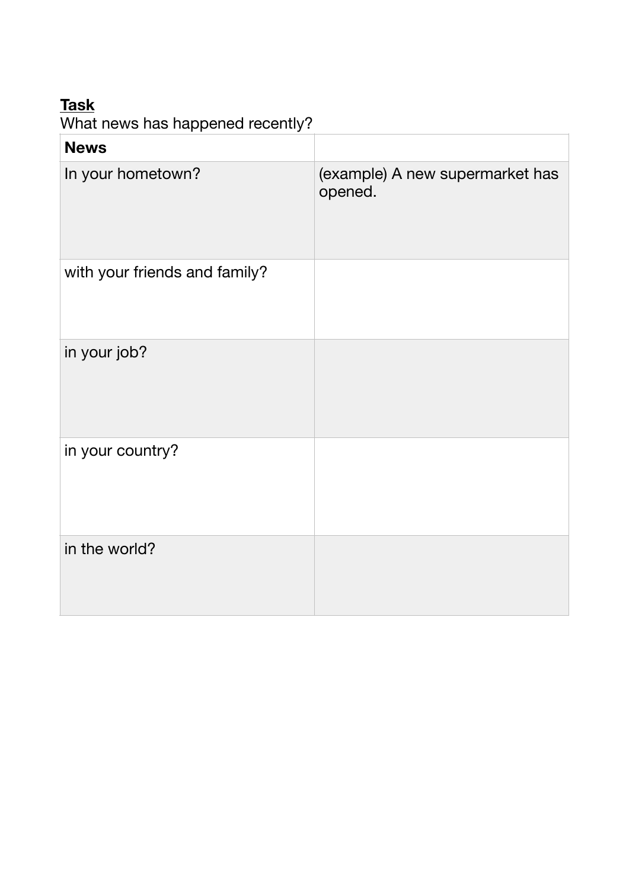**<u>Task</u>**

What news has happened recently?

| **News** | |
|---|---|
| In your hometown? | (example) A new supermarket has opened. |
| with your friends and family? | |
| in your job? | |
| in your country? | |
| in the world? | |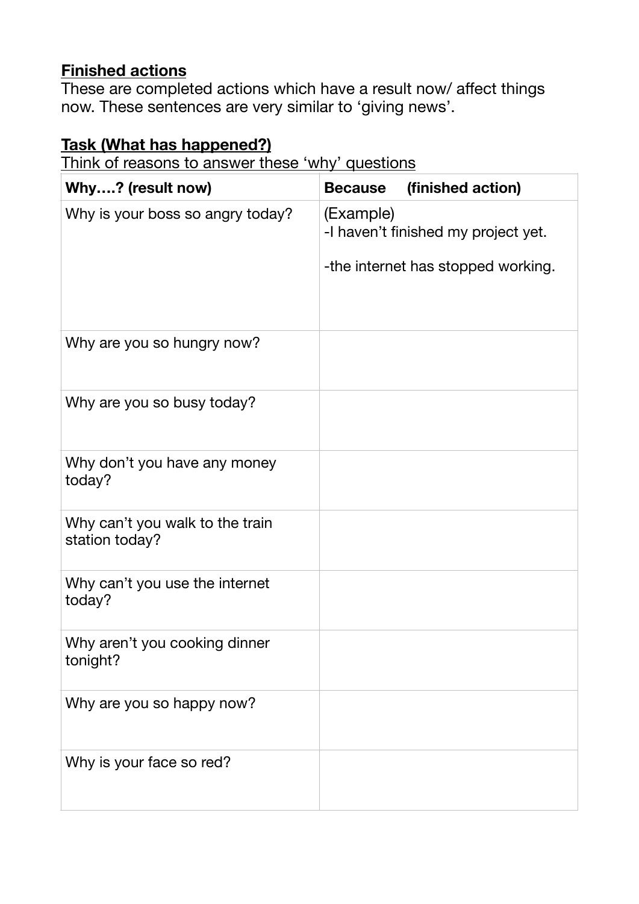**<u>Finished actions</u>**

These are completed actions which have a result now/ affect things now. These sentences are very similar to 'giving news'.

**<u>Task (What has happened?)</u>**

<u>Think of reasons to answer these 'why' questions</u>

| **Why….? (result now)** | **Because (finished action)** |
|---|---|
| Why is your boss so angry today? | (Example)<br>-I haven't finished my project yet.<br><br>-the internet has stopped working. |
| Why are you so hungry now? | |
| Why are you so busy today? | |
| Why don't you have any money today? | |
| Why can't you walk to the train station today? | |
| Why can't you use the internet today? | |
| Why aren't you cooking dinner tonight? | |
| Why are you so happy now? | |
| Why is your face so red? | |